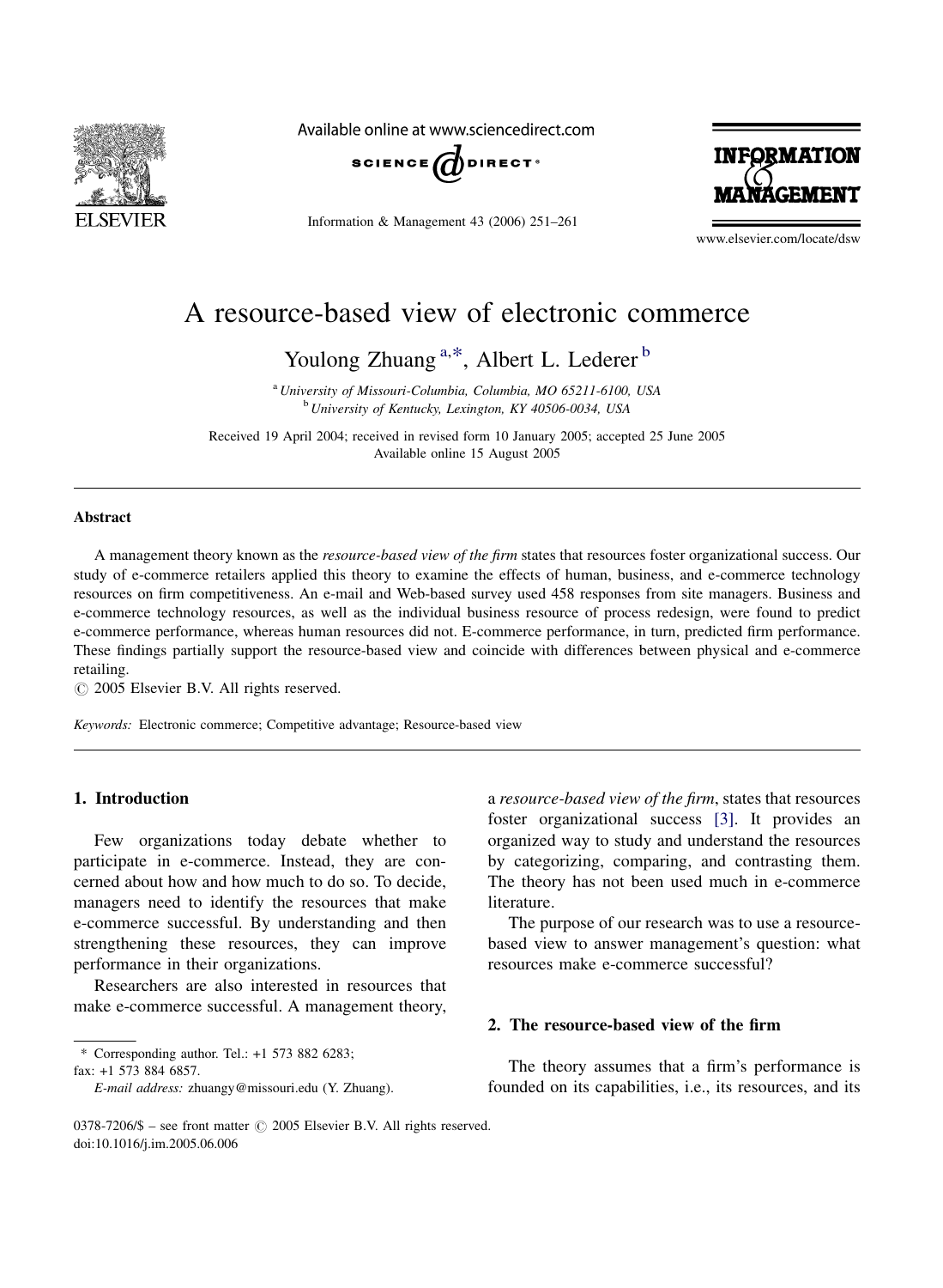# A resource-based view of electronic commerce

Youlong Zhuang [a,*], Albert L. Lederer [b]

[a] *University of Missouri-Columbia, Columbia, MO 65211-6100, USA*
[b] *University of Kentucky, Lexington, KY 40506-0034, USA*

Received 19 April 2004; received in revised form 10 January 2005; accepted 25 June 2005
Available online 15 August 2005

## Abstract

A management theory known as the *resource-based view of the firm* states that resources foster organizational success. Our study of e-commerce retailers applied this theory to examine the effects of human, business, and e-commerce technology resources on firm competitiveness. An e-mail and Web-based survey used 458 responses from site managers. Business and e-commerce technology resources, as well as the individual business resource of process redesign, were found to predict e-commerce performance, whereas human resources did not. E-commerce performance, in turn, predicted firm performance. These findings partially support the resource-based view and coincide with differences between physical and e-commerce retailing.

© 2005 Elsevier B.V. All rights reserved.

*Keywords:* Electronic commerce; Competitive advantage; Resource-based view

## 1. Introduction

Few organizations today debate whether to participate in e-commerce. Instead, they are concerned about how and how much to do so. To decide, managers need to identify the resources that make e-commerce successful. By understanding and then strengthening these resources, they can improve performance in their organizations.

Researchers are also interested in resources that make e-commerce successful. A management theory, a *resource-based view of the firm*, states that resources foster organizational success [3]. It provides an organized way to study and understand the resources by categorizing, comparing, and contrasting them. The theory has not been used much in e-commerce literature.

The purpose of our research was to use a resource-based view to answer management's question: what resources make e-commerce successful?

## 2. The resource-based view of the firm

The theory assumes that a firm's performance is founded on its capabilities, i.e., its resources, and its

\* Corresponding author. Tel.: +1 573 882 6283; fax: +1 573 884 6857.
*E-mail address:* zhuangy@missouri.edu (Y. Zhuang).

0378-7206/$ – see front matter © 2005 Elsevier B.V. All rights reserved.
doi:10.1016/j.im.2005.06.006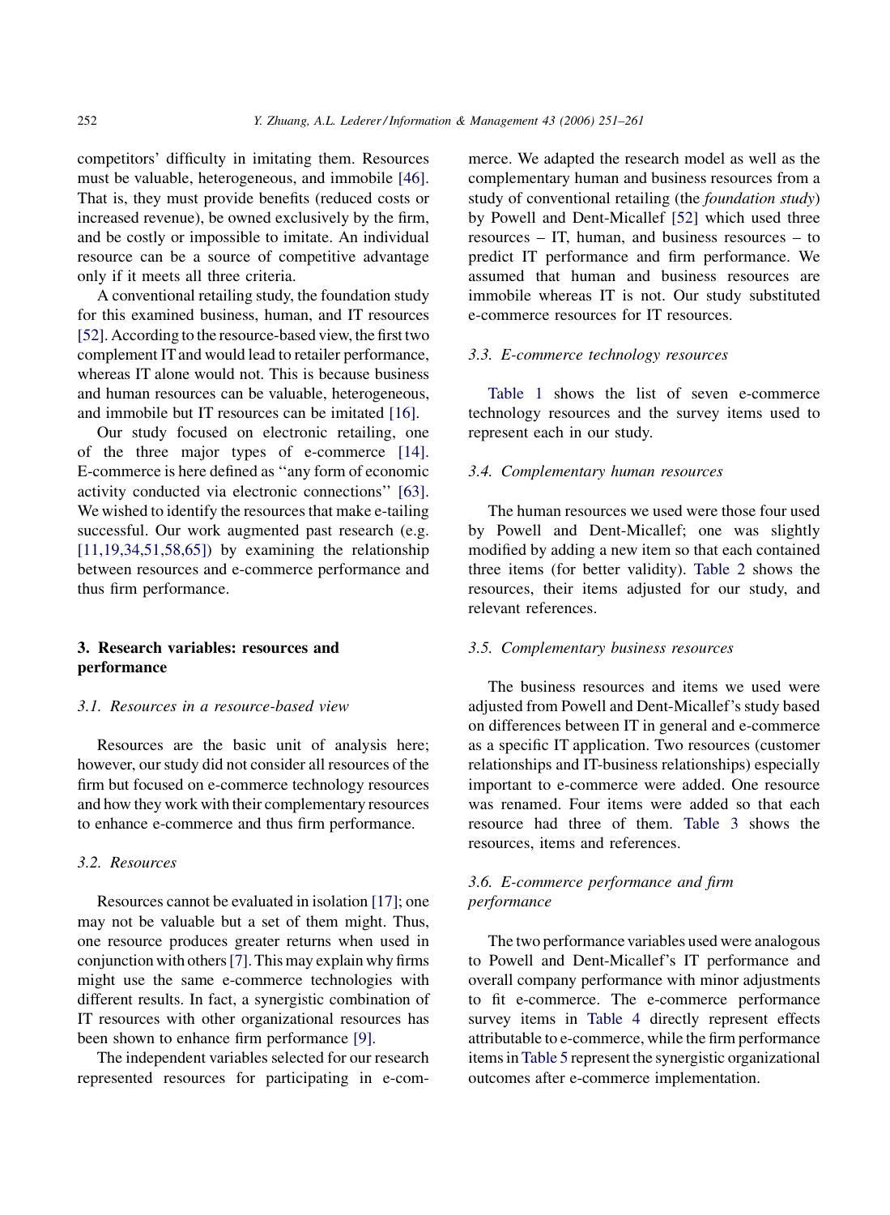competitors' difficulty in imitating them. Resources must be valuable, heterogeneous, and immobile [46]. That is, they must provide benefits (reduced costs or increased revenue), be owned exclusively by the firm, and be costly or impossible to imitate. An individual resource can be a source of competitive advantage only if it meets all three criteria.

A conventional retailing study, the foundation study for this examined business, human, and IT resources [52]. According to the resource-based view, the first two complement IT and would lead to retailer performance, whereas IT alone would not. This is because business and human resources can be valuable, heterogeneous, and immobile but IT resources can be imitated [16].

Our study focused on electronic retailing, one of the three major types of e-commerce [14]. E-commerce is here defined as ''any form of economic activity conducted via electronic connections'' [63]. We wished to identify the resources that make e-tailing successful. Our work augmented past research (e.g. [11,19,34,51,58,65]) by examining the relationship between resources and e-commerce performance and thus firm performance.

## 3. Research variables: resources and performance

### 3.1. Resources in a resource-based view

Resources are the basic unit of analysis here; however, our study did not consider all resources of the firm but focused on e-commerce technology resources and how they work with their complementary resources to enhance e-commerce and thus firm performance.

### 3.2. Resources

Resources cannot be evaluated in isolation [17]; one may not be valuable but a set of them might. Thus, one resource produces greater returns when used in conjunction with others [7]. This may explain why firms might use the same e-commerce technologies with different results. In fact, a synergistic combination of IT resources with other organizational resources has been shown to enhance firm performance [9].

The independent variables selected for our research represented resources for participating in e-commerce. We adapted the research model as well as the complementary human and business resources from a study of conventional retailing (the *foundation study*) by Powell and Dent-Micallef [52] which used three resources – IT, human, and business resources – to predict IT performance and firm performance. We assumed that human and business resources are immobile whereas IT is not. Our study substituted e-commerce resources for IT resources.

### 3.3. E-commerce technology resources

Table 1 shows the list of seven e-commerce technology resources and the survey items used to represent each in our study.

### 3.4. Complementary human resources

The human resources we used were those four used by Powell and Dent-Micallef; one was slightly modified by adding a new item so that each contained three items (for better validity). Table 2 shows the resources, their items adjusted for our study, and relevant references.

### 3.5. Complementary business resources

The business resources and items we used were adjusted from Powell and Dent-Micallef's study based on differences between IT in general and e-commerce as a specific IT application. Two resources (customer relationships and IT-business relationships) especially important to e-commerce were added. One resource was renamed. Four items were added so that each resource had three of them. Table 3 shows the resources, items and references.

### 3.6. E-commerce performance and firm performance

The two performance variables used were analogous to Powell and Dent-Micallef's IT performance and overall company performance with minor adjustments to fit e-commerce. The e-commerce performance survey items in Table 4 directly represent effects attributable to e-commerce, while the firm performance items in Table 5 represent the synergistic organizational outcomes after e-commerce implementation.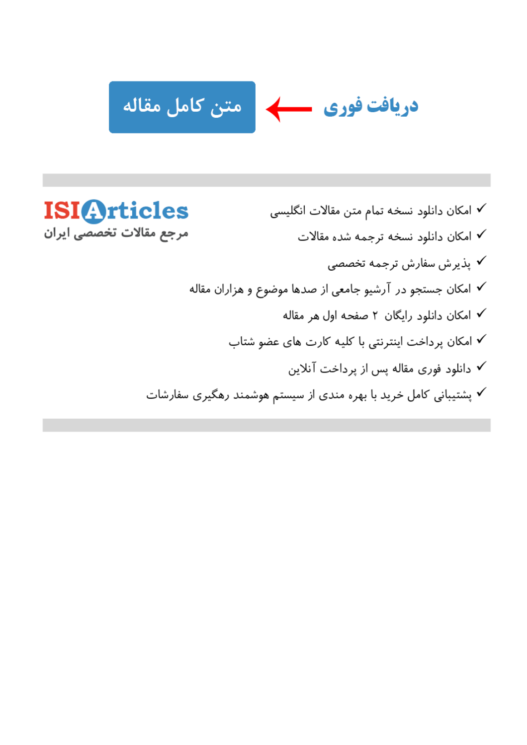دریافت فوری ← **متن کامل مقاله**

**ISIArticles**
مرجع مقالات تخصصی ایران

- ✓ امکان دانلود نسخه تمام متن مقالات انگلیسی
- ✓ امکان دانلود نسخه ترجمه شده مقالات
- ✓ پذیرش سفارش ترجمه تخصصی
- ✓ امکان جستجو در آرشیو جامعی از صدها موضوع و هزاران مقاله
- ✓ امکان دانلود رایگان ۲ صفحه اول هر مقاله
- ✓ امکان پرداخت اینترنتی با کلیه کارت های عضو شتاب
- ✓ دانلود فوری مقاله پس از پرداخت آنلاین
- ✓ پشتیبانی کامل خرید با بهره مندی از سیستم هوشمند رهگیری سفارشات